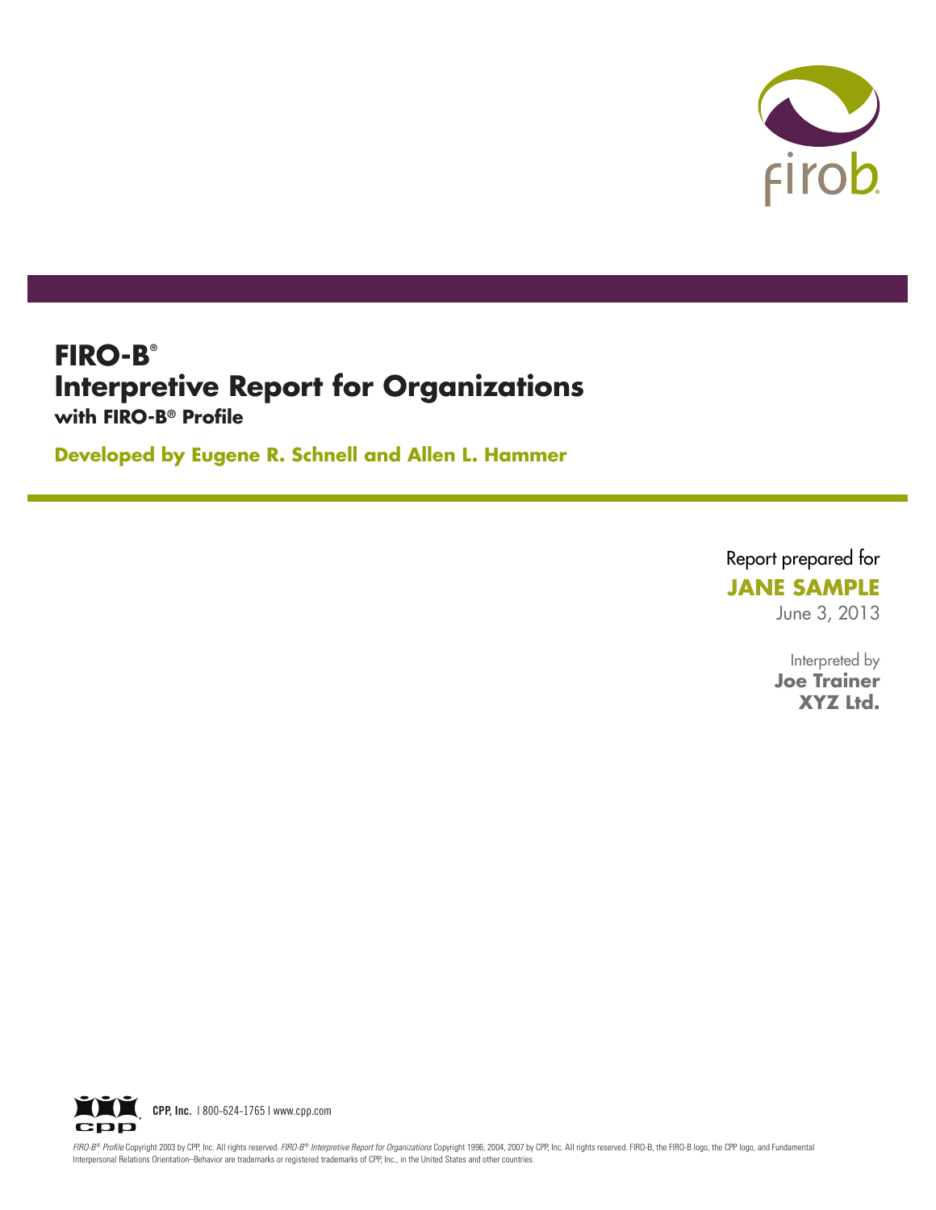firob

# FIRO-B®
## Interpretive Report for Organizations
**with FIRO-B® Profile**

**Developed by Eugene R. Schnell and Allen L. Hammer**

Report prepared for
**JANE SAMPLE**
June 3, 2013

Interpreted by
**Joe Trainer**
**XYZ Ltd.**

**CPP, Inc.** | 800-624-1765 | www.cpp.com

*FIRO-B® Profile* Copyright 2003 by CPP, Inc. All rights reserved. *FIRO-B® Interpretive Report for Organizations* Copyright 1996, 2004, 2007 by CPP, Inc. All rights reserved. FIRO-B, the FIRO-B logo, the CPP logo, and Fundamental Interpersonal Relations Orientation–Behavior are trademarks or registered trademarks of CPP, Inc., in the United States and other countries.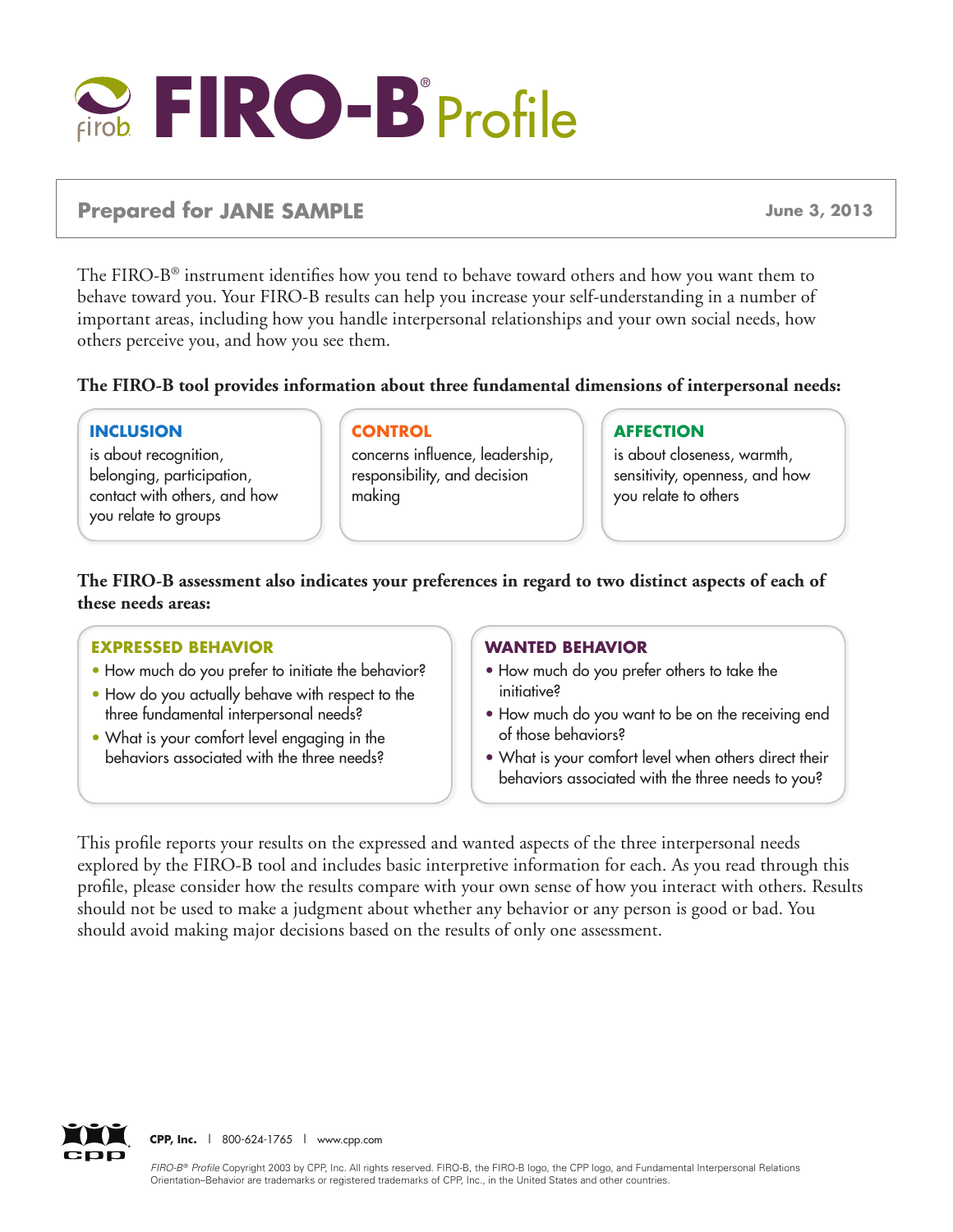# FIRO-B® Profile

**Prepared for JANE SAMPLE** — **June 3, 2013**

The FIRO-B® instrument identifies how you tend to behave toward others and how you want them to behave toward you. Your FIRO-B results can help you increase your self-understanding in a number of important areas, including how you handle interpersonal relationships and your own social needs, how others perceive you, and how you see them.

**The FIRO-B tool provides information about three fundamental dimensions of interpersonal needs:**

**INCLUSION**
is about recognition, belonging, participation, contact with others, and how you relate to groups

**CONTROL**
concerns influence, leadership, responsibility, and decision making

**AFFECTION**
is about closeness, warmth, sensitivity, openness, and how you relate to others

**The FIRO-B assessment also indicates your preferences in regard to two distinct aspects of each of these needs areas:**

**EXPRESSED BEHAVIOR**

- How much do you prefer to initiate the behavior?
- How do you actually behave with respect to the three fundamental interpersonal needs?
- What is your comfort level engaging in the behaviors associated with the three needs?

**WANTED BEHAVIOR**

- How much do you prefer others to take the initiative?
- How much do you want to be on the receiving end of those behaviors?
- What is your comfort level when others direct their behaviors associated with the three needs to you?

This profile reports your results on the expressed and wanted aspects of the three interpersonal needs explored by the FIRO-B tool and includes basic interpretive information for each. As you read through this profile, please consider how the results compare with your own sense of how you interact with others. Results should not be used to make a judgment about whether any behavior or any person is good or bad. You should avoid making major decisions based on the results of only one assessment.

**CPP, Inc.** | 800-624-1765 | www.cpp.com

*FIRO-B® Profile* Copyright 2003 by CPP, Inc. All rights reserved. FIRO-B, the FIRO-B logo, the CPP logo, and Fundamental Interpersonal Relations Orientation–Behavior are trademarks or registered trademarks of CPP, Inc., in the United States and other countries.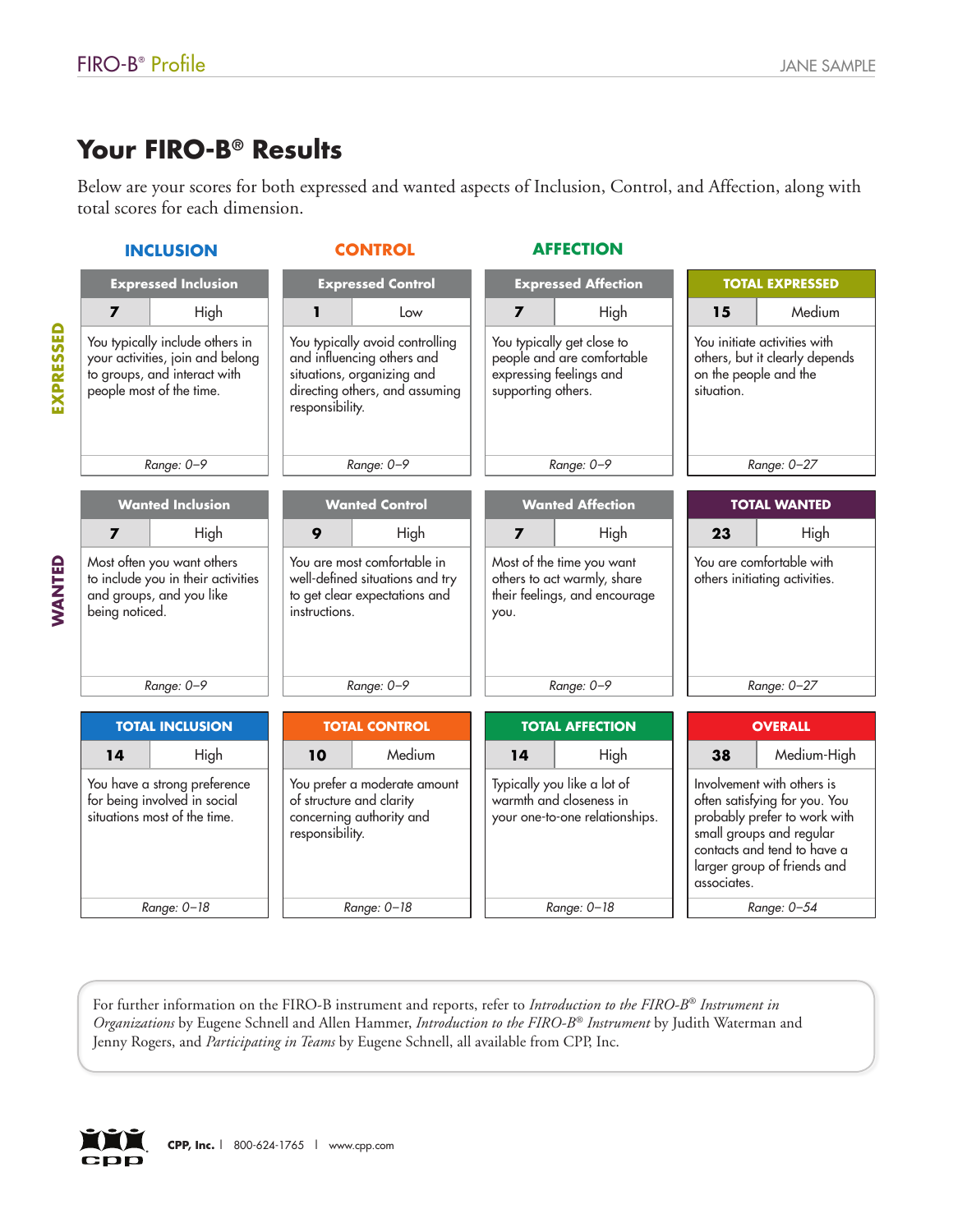# Your FIRO-B® Results

Below are your scores for both expressed and wanted aspects of Inclusion, Control, and Affection, along with total scores for each dimension.

| | INCLUSION | CONTROL | AFFECTION | |
|---|---|---|---|---|
| **EXPRESSED** | **Expressed Inclusion**<br>**7** High<br>You typically include others in your activities, join and belong to groups, and interact with people most of the time.<br>*Range: 0–9* | **Expressed Control**<br>**1** Low<br>You typically avoid controlling and influencing others and situations, organizing and directing others, and assuming responsibility.<br>*Range: 0–9* | **Expressed Affection**<br>**7** High<br>You typically get close to people and are comfortable expressing feelings and supporting others.<br>*Range: 0–9* | **TOTAL EXPRESSED**<br>**15** Medium<br>You initiate activities with others, but it clearly depends on the people and the situation.<br>*Range: 0–27* |
| **WANTED** | **Wanted Inclusion**<br>**7** High<br>Most often you want others to include you in their activities and groups, and you like being noticed.<br>*Range: 0–9* | **Wanted Control**<br>**9** High<br>You are most comfortable in well-defined situations and try to get clear expectations and instructions.<br>*Range: 0–9* | **Wanted Affection**<br>**7** High<br>Most of the time you want others to act warmly, share their feelings, and encourage you.<br>*Range: 0–9* | **TOTAL WANTED**<br>**23** High<br>You are comfortable with others initiating activities.<br>*Range: 0–27* |
| | **TOTAL INCLUSION**<br>**14** High<br>You have a strong preference for being involved in social situations most of the time.<br>*Range: 0–18* | **TOTAL CONTROL**<br>**10** Medium<br>You prefer a moderate amount of structure and clarity concerning authority and responsibility.<br>*Range: 0–18* | **TOTAL AFFECTION**<br>**14** High<br>Typically you like a lot of warmth and closeness in your one-to-one relationships.<br>*Range: 0–18* | **OVERALL**<br>**38** Medium-High<br>Involvement with others is often satisfying for you. You probably prefer to work with small groups and regular contacts and tend to have a larger group of friends and associates.<br>*Range: 0–54* |

For further information on the FIRO-B instrument and reports, refer to *Introduction to the FIRO-B® Instrument in Organizations* by Eugene Schnell and Allen Hammer, *Introduction to the FIRO-B® Instrument* by Judith Waterman and Jenny Rogers, and *Participating in Teams* by Eugene Schnell, all available from CPP, Inc.

**CPP, Inc.** | 800-624-1765 | www.cpp.com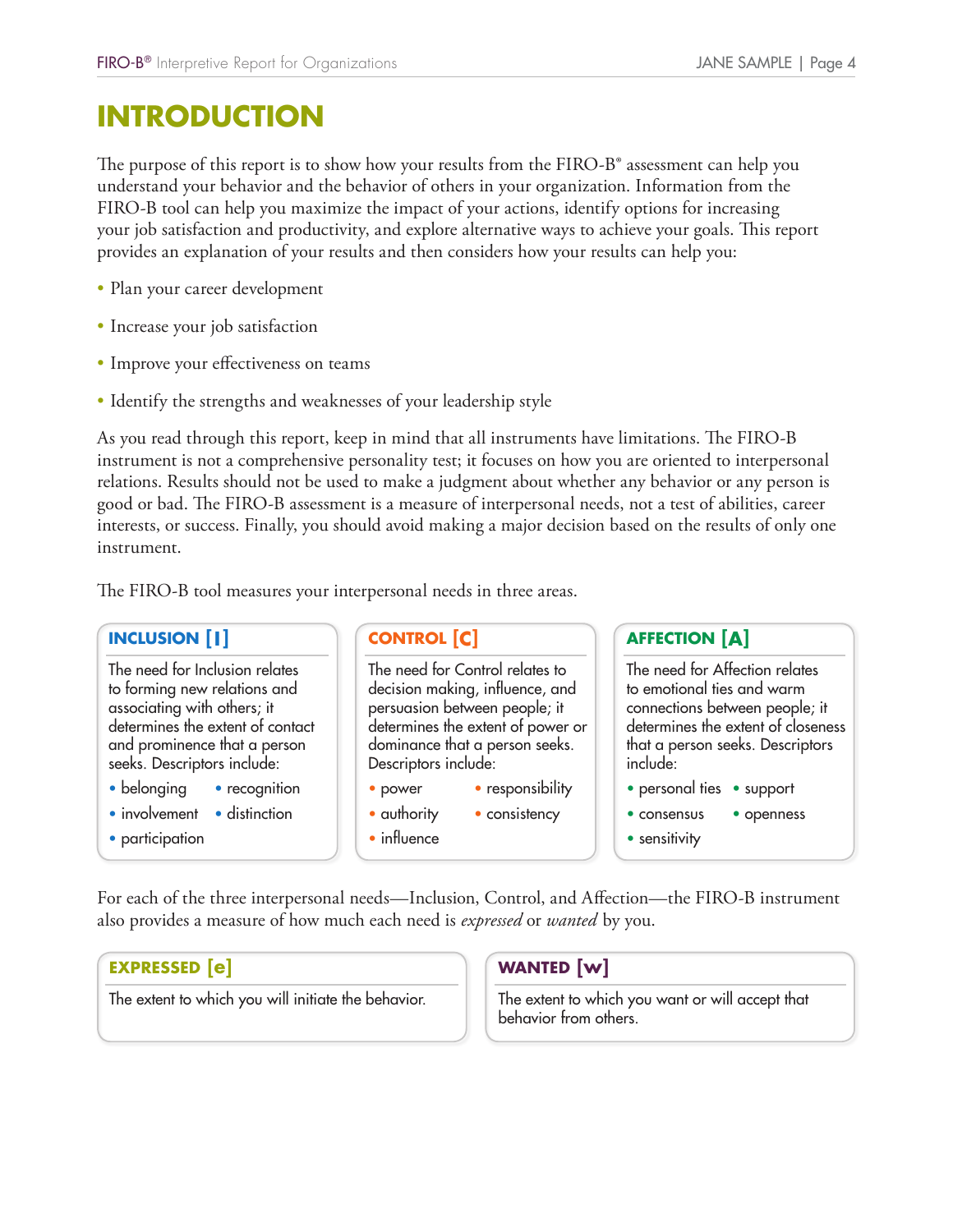# INTRODUCTION

The purpose of this report is to show how your results from the FIRO-B® assessment can help you understand your behavior and the behavior of others in your organization. Information from the FIRO-B tool can help you maximize the impact of your actions, identify options for increasing your job satisfaction and productivity, and explore alternative ways to achieve your goals. This report provides an explanation of your results and then considers how your results can help you:

- Plan your career development
- Increase your job satisfaction
- Improve your effectiveness on teams
- Identify the strengths and weaknesses of your leadership style

As you read through this report, keep in mind that all instruments have limitations. The FIRO-B instrument is not a comprehensive personality test; it focuses on how you are oriented to interpersonal relations. Results should not be used to make a judgment about whether any behavior or any person is good or bad. The FIRO-B assessment is a measure of interpersonal needs, not a test of abilities, career interests, or success. Finally, you should avoid making a major decision based on the results of only one instrument.

The FIRO-B tool measures your interpersonal needs in three areas.

### INCLUSION [I]

The need for Inclusion relates to forming new relations and associating with others; it determines the extent of contact and prominence that a person seeks. Descriptors include:

- belonging
- recognition
- involvement
- distinction
- participation

### CONTROL [C]

The need for Control relates to decision making, influence, and persuasion between people; it determines the extent of power or dominance that a person seeks. Descriptors include:

- power
- responsibility
- authority
- consistency
- influence

### AFFECTION [A]

The need for Affection relates to emotional ties and warm connections between people; it determines the extent of closeness that a person seeks. Descriptors include:

- personal ties
- support
- consensus
- openness
- sensitivity

For each of the three interpersonal needs—Inclusion, Control, and Affection—the FIRO-B instrument also provides a measure of how much each need is *expressed* or *wanted* by you.

### EXPRESSED [e]

The extent to which you will initiate the behavior.

### WANTED [w]

The extent to which you want or will accept that behavior from others.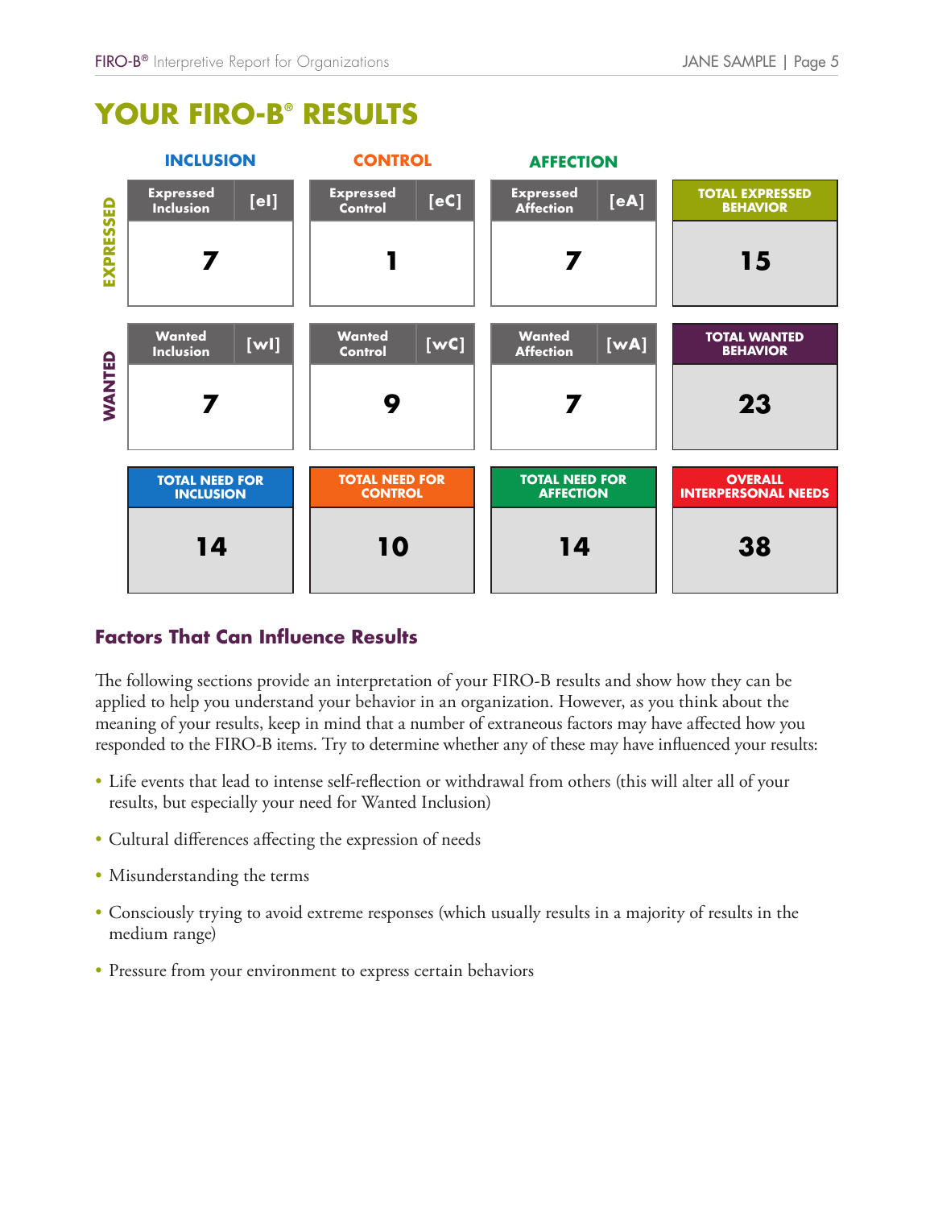# YOUR FIRO-B® RESULTS

| | INCLUSION | CONTROL | AFFECTION | |
|---|---|---|---|---|
| **EXPRESSED** | Expressed Inclusion [eI]: **7** | Expressed Control [eC]: **1** | Expressed Affection [eA]: **7** | TOTAL EXPRESSED BEHAVIOR: **15** |
| **WANTED** | Wanted Inclusion [wI]: **7** | Wanted Control [wC]: **9** | Wanted Affection [wA]: **7** | TOTAL WANTED BEHAVIOR: **23** |
| | TOTAL NEED FOR INCLUSION: **14** | TOTAL NEED FOR CONTROL: **10** | TOTAL NEED FOR AFFECTION: **14** | OVERALL INTERPERSONAL NEEDS: **38** |

## Factors That Can Influence Results

The following sections provide an interpretation of your FIRO-B results and show how they can be applied to help you understand your behavior in an organization. However, as you think about the meaning of your results, keep in mind that a number of extraneous factors may have affected how you responded to the FIRO-B items. Try to determine whether any of these may have influenced your results:

- Life events that lead to intense self-reflection or withdrawal from others (this will alter all of your results, but especially your need for Wanted Inclusion)
- Cultural differences affecting the expression of needs
- Misunderstanding the terms
- Consciously trying to avoid extreme responses (which usually results in a majority of results in the medium range)
- Pressure from your environment to express certain behaviors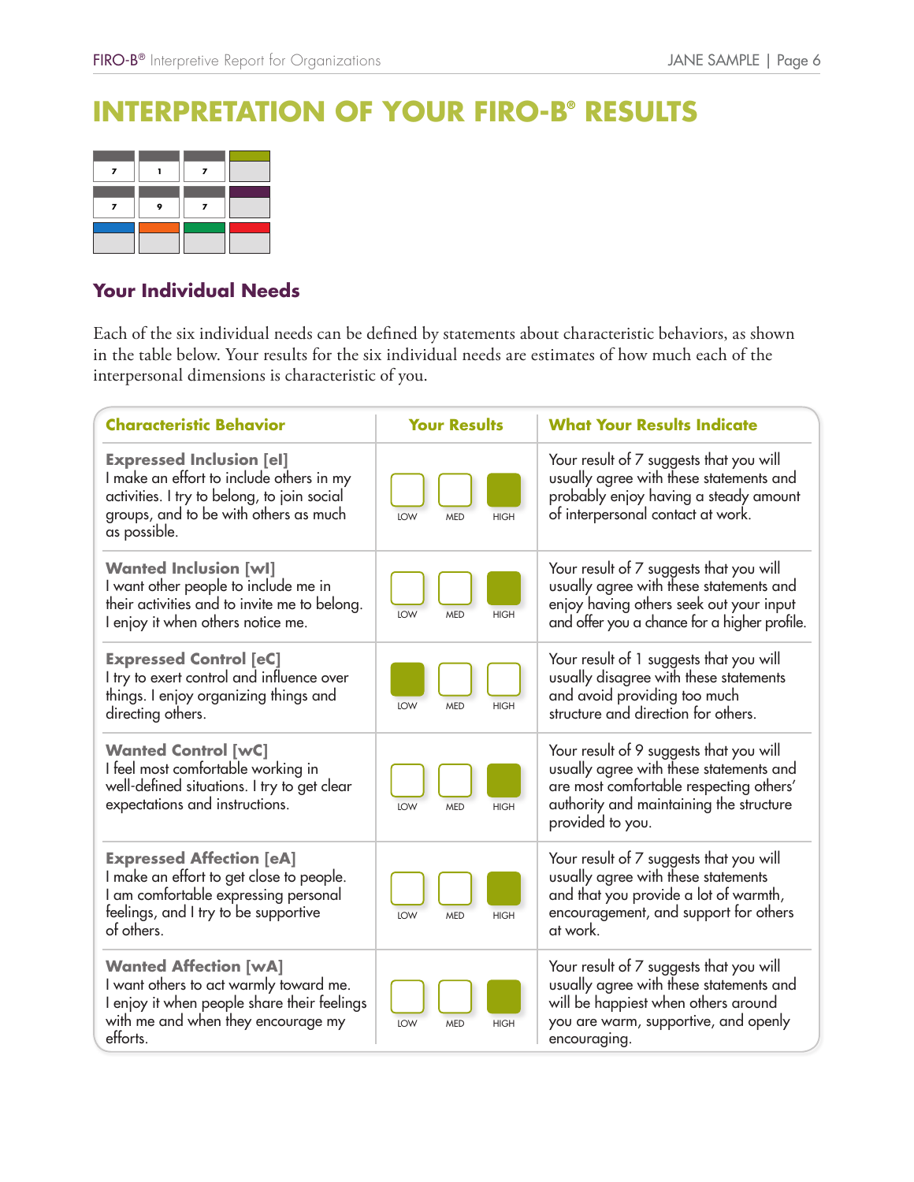# INTERPRETATION OF YOUR FIRO-B® RESULTS

| 7 | 1 | 7 | |
|---|---|---|---|
| 7 | 9 | 7 | |
| | | | |

## Your Individual Needs

Each of the six individual needs can be defined by statements about characteristic behaviors, as shown in the table below. Your results for the six individual needs are estimates of how much each of the interpersonal dimensions is characteristic of you.

| Characteristic Behavior | Your Results | What Your Results Indicate |
|---|---|---|
| **Expressed Inclusion [eI]** I make an effort to include others in my activities. I try to belong, to join social groups, and to be with others as much as possible. | HIGH | Your result of 7 suggests that you will usually agree with these statements and probably enjoy having a steady amount of interpersonal contact at work. |
| **Wanted Inclusion [wI]** I want other people to include me in their activities and to invite me to belong. I enjoy it when others notice me. | HIGH | Your result of 7 suggests that you will usually agree with these statements and enjoy having others seek out your input and offer you a chance for a higher profile. |
| **Expressed Control [eC]** I try to exert control and influence over things. I enjoy organizing things and directing others. | LOW | Your result of 1 suggests that you will usually disagree with these statements and avoid providing too much structure and direction for others. |
| **Wanted Control [wC]** I feel most comfortable working in well-defined situations. I try to get clear expectations and instructions. | HIGH | Your result of 9 suggests that you will usually agree with these statements and are most comfortable respecting others' authority and maintaining the structure provided to you. |
| **Expressed Affection [eA]** I make an effort to get close to people. I am comfortable expressing personal feelings, and I try to be supportive of others. | HIGH | Your result of 7 suggests that you will usually agree with these statements and that you provide a lot of warmth, encouragement, and support for others at work. |
| **Wanted Affection [wA]** I want others to act warmly toward me. I enjoy it when people share their feelings with me and when they encourage my efforts. | HIGH | Your result of 7 suggests that you will usually agree with these statements and will be happiest when others around you are warm, supportive, and openly encouraging. |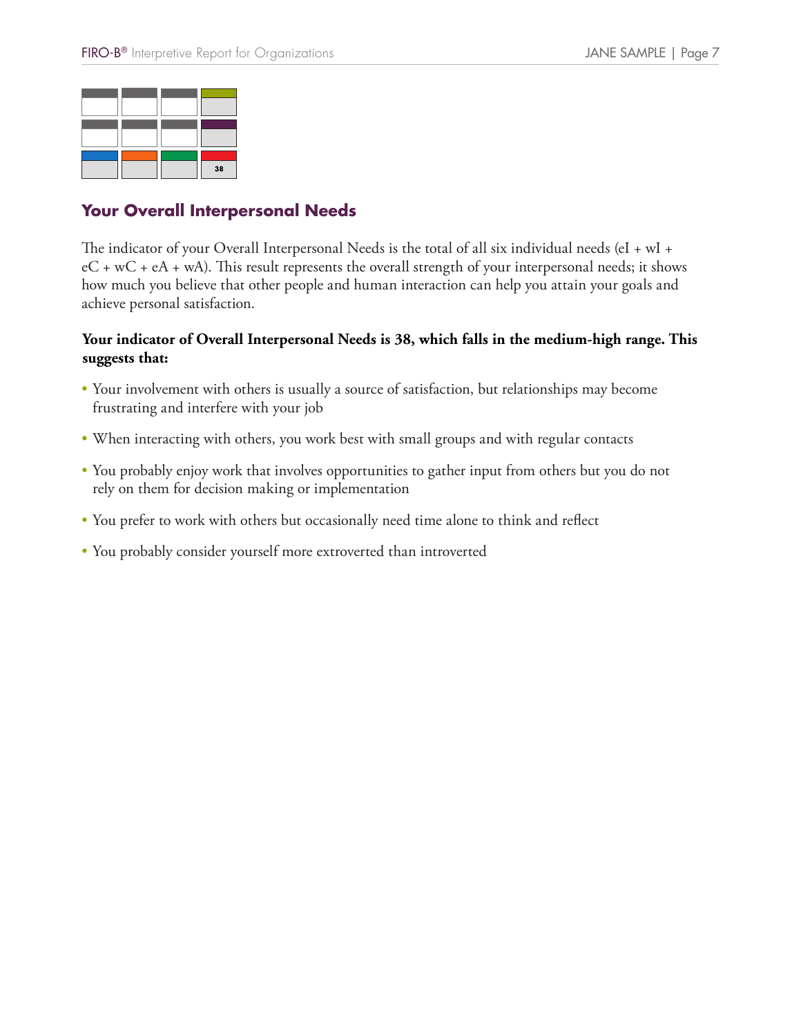| | | | |
|---|---|---|---|
| | | | |
| | | | |
| | | | 38 |

## Your Overall Interpersonal Needs

The indicator of your Overall Interpersonal Needs is the total of all six individual needs (eI + wI + eC + wC + eA + wA). This result represents the overall strength of your interpersonal needs; it shows how much you believe that other people and human interaction can help you attain your goals and achieve personal satisfaction.

**Your indicator of Overall Interpersonal Needs is 38, which falls in the medium-high range. This suggests that:**

- Your involvement with others is usually a source of satisfaction, but relationships may become frustrating and interfere with your job
- When interacting with others, you work best with small groups and with regular contacts
- You probably enjoy work that involves opportunities to gather input from others but you do not rely on them for decision making or implementation
- You prefer to work with others but occasionally need time alone to think and reflect
- You probably consider yourself more extroverted than introverted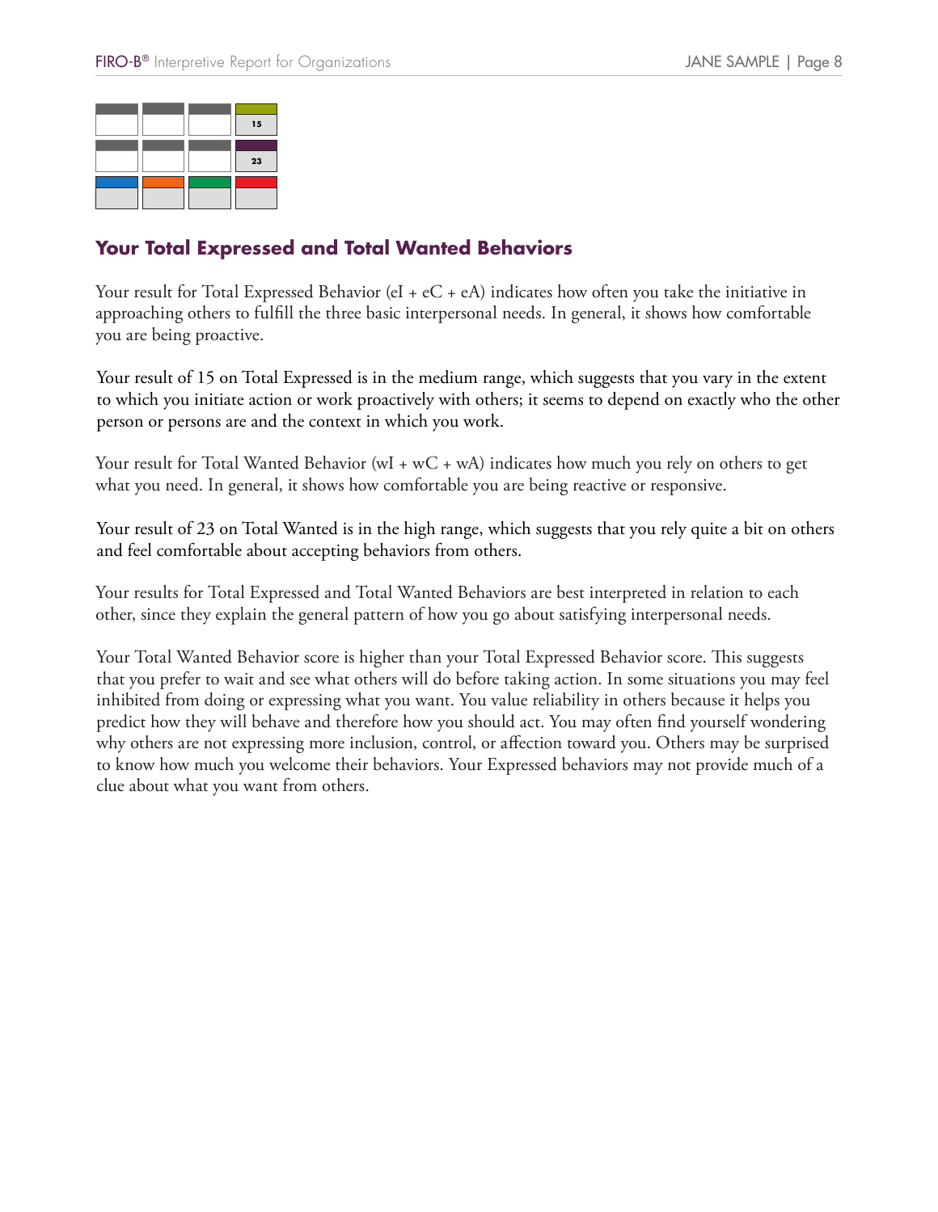|  |  |  |  |
|---|---|---|---|
|  |  |  | 15 |
|  |  |  | 23 |
|  |  |  |  |

## Your Total Expressed and Total Wanted Behaviors

Your result for Total Expressed Behavior (eI + eC + eA) indicates how often you take the initiative in approaching others to fulfill the three basic interpersonal needs. In general, it shows how comfortable you are being proactive.

Your result of 15 on Total Expressed is in the medium range, which suggests that you vary in the extent to which you initiate action or work proactively with others; it seems to depend on exactly who the other person or persons are and the context in which you work.

Your result for Total Wanted Behavior (wI + wC + wA) indicates how much you rely on others to get what you need. In general, it shows how comfortable you are being reactive or responsive.

Your result of 23 on Total Wanted is in the high range, which suggests that you rely quite a bit on others and feel comfortable about accepting behaviors from others.

Your results for Total Expressed and Total Wanted Behaviors are best interpreted in relation to each other, since they explain the general pattern of how you go about satisfying interpersonal needs.

Your Total Wanted Behavior score is higher than your Total Expressed Behavior score. This suggests that you prefer to wait and see what others will do before taking action. In some situations you may feel inhibited from doing or expressing what you want. You value reliability in others because it helps you predict how they will behave and therefore how you should act. You may often find yourself wondering why others are not expressing more inclusion, control, or affection toward you. Others may be surprised to know how much you welcome their behaviors. Your Expressed behaviors may not provide much of a clue about what you want from others.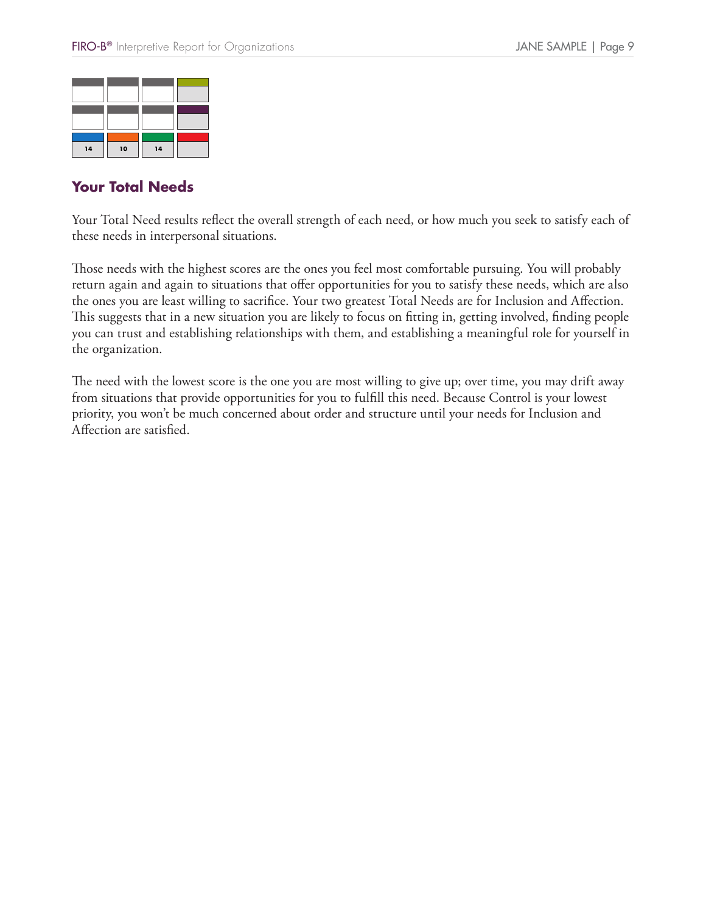| | | | |
|---|---|---|---|
| | | | |
| | | | |
| 14 | 10 | 14 | |

## Your Total Needs

Your Total Need results reflect the overall strength of each need, or how much you seek to satisfy each of these needs in interpersonal situations.

Those needs with the highest scores are the ones you feel most comfortable pursuing. You will probably return again and again to situations that offer opportunities for you to satisfy these needs, which are also the ones you are least willing to sacrifice. Your two greatest Total Needs are for Inclusion and Affection. This suggests that in a new situation you are likely to focus on fitting in, getting involved, finding people you can trust and establishing relationships with them, and establishing a meaningful role for yourself in the organization.

The need with the lowest score is the one you are most willing to give up; over time, you may drift away from situations that provide opportunities for you to fulfill this need. Because Control is your lowest priority, you won't be much concerned about order and structure until your needs for Inclusion and Affection are satisfied.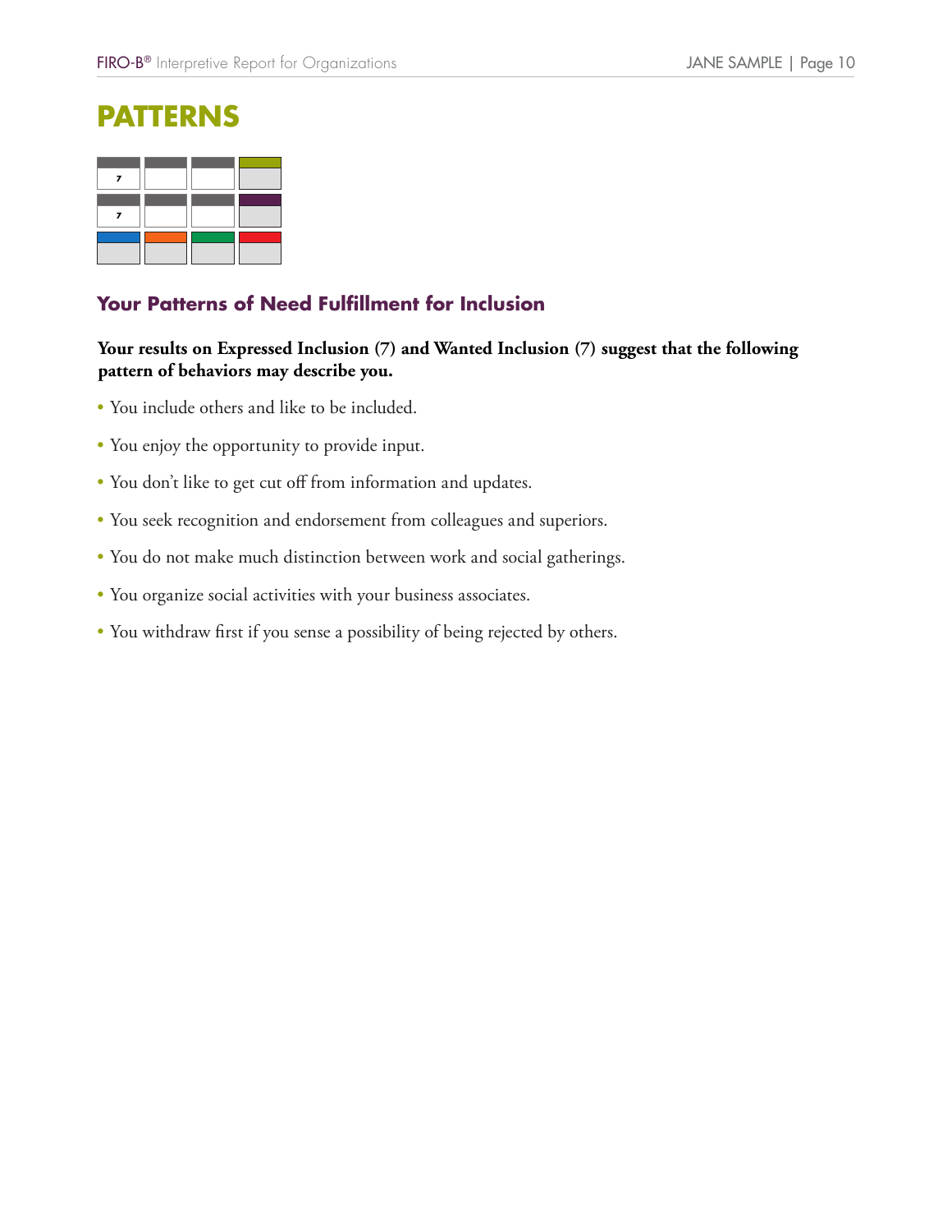# PATTERNS

| | | | |
|---|---|---|---|
| 7 | | | |
| 7 | | | |
| | | | |

## Your Patterns of Need Fulfillment for Inclusion

**Your results on Expressed Inclusion (7) and Wanted Inclusion (7) suggest that the following pattern of behaviors may describe you.**

- You include others and like to be included.
- You enjoy the opportunity to provide input.
- You don't like to get cut off from information and updates.
- You seek recognition and endorsement from colleagues and superiors.
- You do not make much distinction between work and social gatherings.
- You organize social activities with your business associates.
- You withdraw first if you sense a possibility of being rejected by others.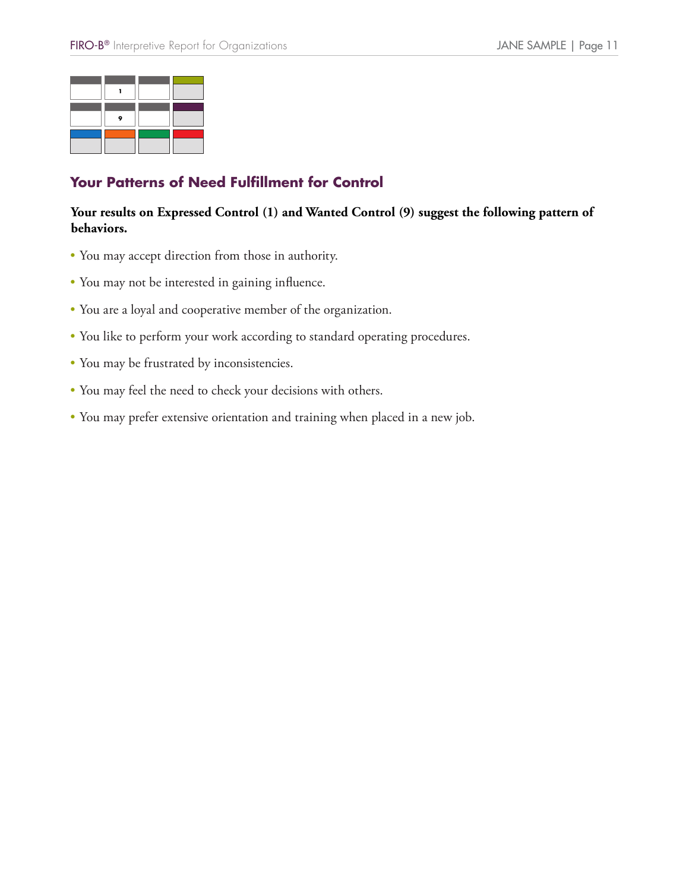|  | 1 |  |  |
|---|---|---|---|
|  | 9 |  |  |
|  |  |  |  |

## Your Patterns of Need Fulfillment for Control

**Your results on Expressed Control (1) and Wanted Control (9) suggest the following pattern of behaviors.**

- You may accept direction from those in authority.
- You may not be interested in gaining influence.
- You are a loyal and cooperative member of the organization.
- You like to perform your work according to standard operating procedures.
- You may be frustrated by inconsistencies.
- You may feel the need to check your decisions with others.
- You may prefer extensive orientation and training when placed in a new job.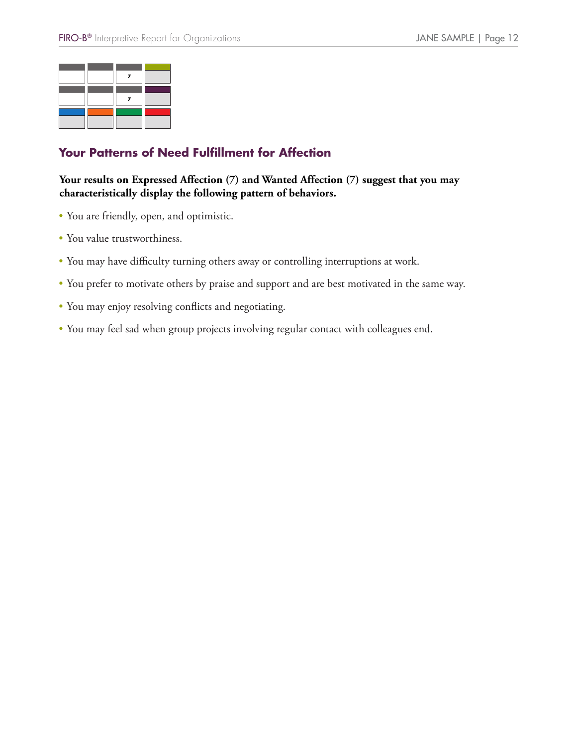| | | | |
|---|---|---|---|
| | | 7 | |
| | | 7 | |
| | | | |

## Your Patterns of Need Fulfillment for Affection

**Your results on Expressed Affection (7) and Wanted Affection (7) suggest that you may characteristically display the following pattern of behaviors.**

- You are friendly, open, and optimistic.
- You value trustworthiness.
- You may have difficulty turning others away or controlling interruptions at work.
- You prefer to motivate others by praise and support and are best motivated in the same way.
- You may enjoy resolving conflicts and negotiating.
- You may feel sad when group projects involving regular contact with colleagues end.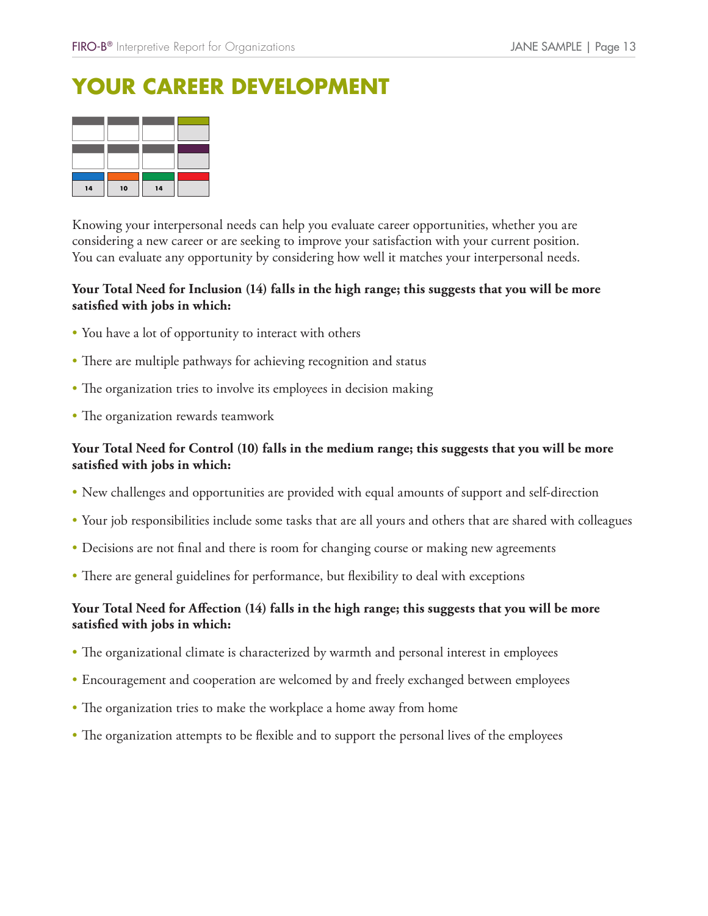# YOUR CAREER DEVELOPMENT

| | | | |
|---|---|---|---|
| | | | |
| | | | |
| 14 | 10 | 14 | |

Knowing your interpersonal needs can help you evaluate career opportunities, whether you are considering a new career or are seeking to improve your satisfaction with your current position. You can evaluate any opportunity by considering how well it matches your interpersonal needs.

**Your Total Need for Inclusion (14) falls in the high range; this suggests that you will be more satisfied with jobs in which:**

- You have a lot of opportunity to interact with others
- There are multiple pathways for achieving recognition and status
- The organization tries to involve its employees in decision making
- The organization rewards teamwork

**Your Total Need for Control (10) falls in the medium range; this suggests that you will be more satisfied with jobs in which:**

- New challenges and opportunities are provided with equal amounts of support and self-direction
- Your job responsibilities include some tasks that are all yours and others that are shared with colleagues
- Decisions are not final and there is room for changing course or making new agreements
- There are general guidelines for performance, but flexibility to deal with exceptions

**Your Total Need for Affection (14) falls in the high range; this suggests that you will be more satisfied with jobs in which:**

- The organizational climate is characterized by warmth and personal interest in employees
- Encouragement and cooperation are welcomed by and freely exchanged between employees
- The organization tries to make the workplace a home away from home
- The organization attempts to be flexible and to support the personal lives of the employees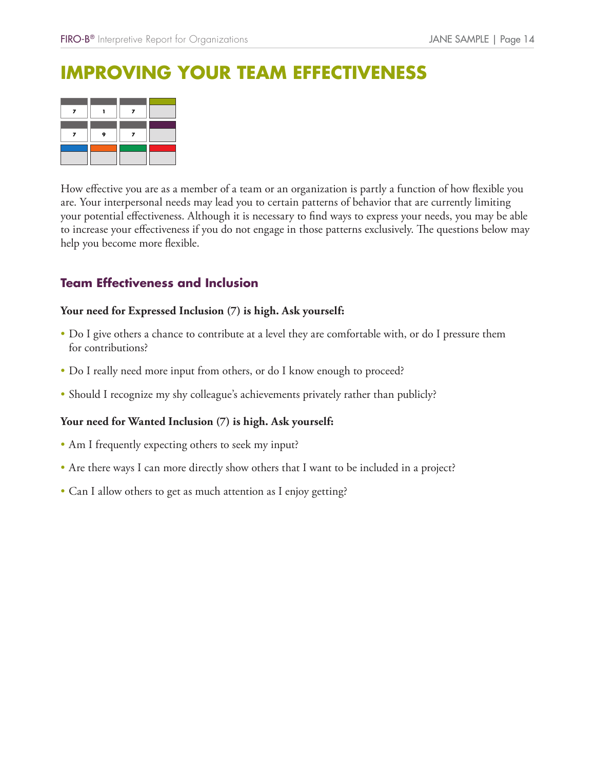# IMPROVING YOUR TEAM EFFECTIVENESS

| | | | |
|---|---|---|---|
| 7 | 1 | 7 | |
| 7 | 9 | 7 | |
| | | | |

How effective you are as a member of a team or an organization is partly a function of how flexible you are. Your interpersonal needs may lead you to certain patterns of behavior that are currently limiting your potential effectiveness. Although it is necessary to find ways to express your needs, you may be able to increase your effectiveness if you do not engage in those patterns exclusively. The questions below may help you become more flexible.

## Team Effectiveness and Inclusion

**Your need for Expressed Inclusion (7) is high. Ask yourself:**

- Do I give others a chance to contribute at a level they are comfortable with, or do I pressure them for contributions?
- Do I really need more input from others, or do I know enough to proceed?
- Should I recognize my shy colleague's achievements privately rather than publicly?

**Your need for Wanted Inclusion (7) is high. Ask yourself:**

- Am I frequently expecting others to seek my input?
- Are there ways I can more directly show others that I want to be included in a project?
- Can I allow others to get as much attention as I enjoy getting?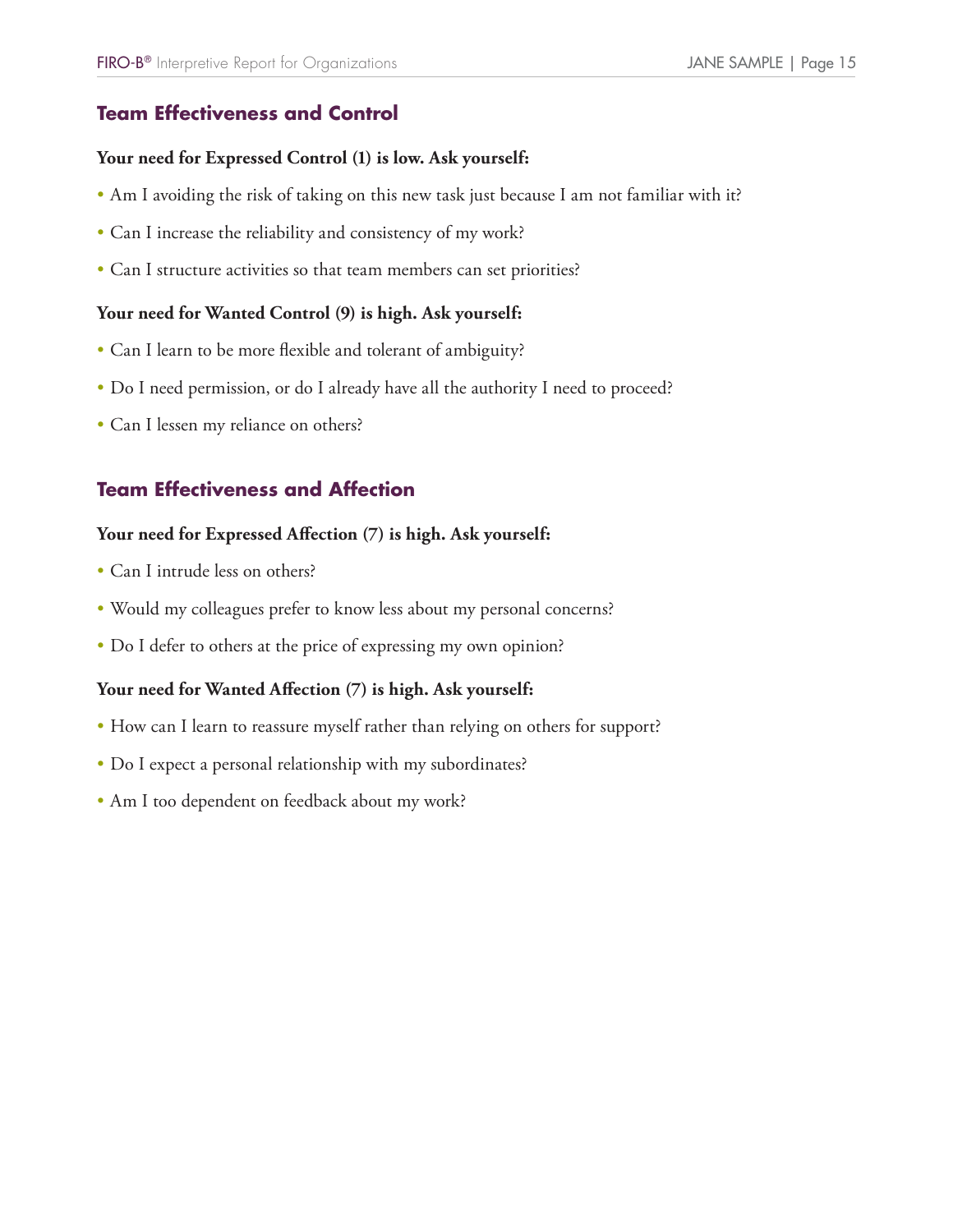## Team Effectiveness and Control

**Your need for Expressed Control (1) is low. Ask yourself:**

- Am I avoiding the risk of taking on this new task just because I am not familiar with it?
- Can I increase the reliability and consistency of my work?
- Can I structure activities so that team members can set priorities?

**Your need for Wanted Control (9) is high. Ask yourself:**

- Can I learn to be more flexible and tolerant of ambiguity?
- Do I need permission, or do I already have all the authority I need to proceed?
- Can I lessen my reliance on others?

## Team Effectiveness and Affection

**Your need for Expressed Affection (7) is high. Ask yourself:**

- Can I intrude less on others?
- Would my colleagues prefer to know less about my personal concerns?
- Do I defer to others at the price of expressing my own opinion?

**Your need for Wanted Affection (7) is high. Ask yourself:**

- How can I learn to reassure myself rather than relying on others for support?
- Do I expect a personal relationship with my subordinates?
- Am I too dependent on feedback about my work?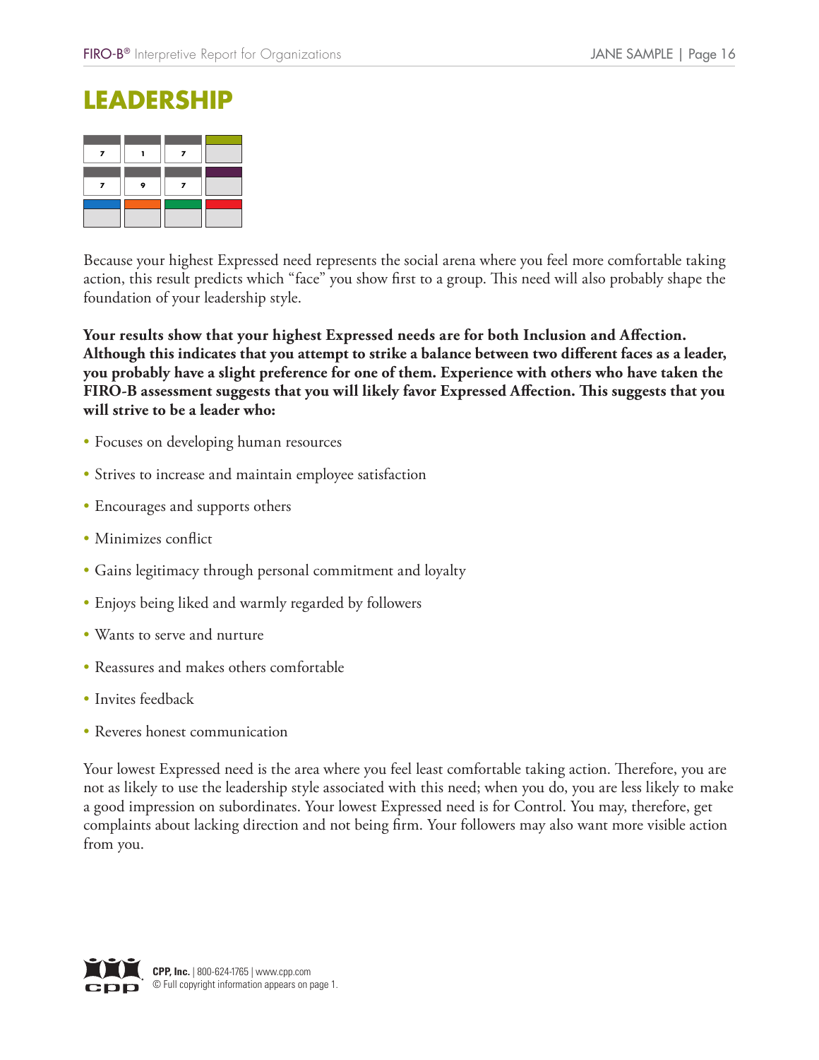# LEADERSHIP

| | | | |
|---|---|---|---|
| 7 | 1 | 7 | |
| 7 | 9 | 7 | |
| | | | |

Because your highest Expressed need represents the social arena where you feel more comfortable taking action, this result predicts which "face" you show first to a group. This need will also probably shape the foundation of your leadership style.

**Your results show that your highest Expressed needs are for both Inclusion and Affection. Although this indicates that you attempt to strike a balance between two different faces as a leader, you probably have a slight preference for one of them. Experience with others who have taken the FIRO-B assessment suggests that you will likely favor Expressed Affection. This suggests that you will strive to be a leader who:**

- Focuses on developing human resources
- Strives to increase and maintain employee satisfaction
- Encourages and supports others
- Minimizes conflict
- Gains legitimacy through personal commitment and loyalty
- Enjoys being liked and warmly regarded by followers
- Wants to serve and nurture
- Reassures and makes others comfortable
- Invites feedback
- Reveres honest communication

Your lowest Expressed need is the area where you feel least comfortable taking action. Therefore, you are not as likely to use the leadership style associated with this need; when you do, you are less likely to make a good impression on subordinates. Your lowest Expressed need is for Control. You may, therefore, get complaints about lacking direction and not being firm. Your followers may also want more visible action from you.

**CPP, Inc.** | 800-624-1765 | www.cpp.com
© Full copyright information appears on page 1.